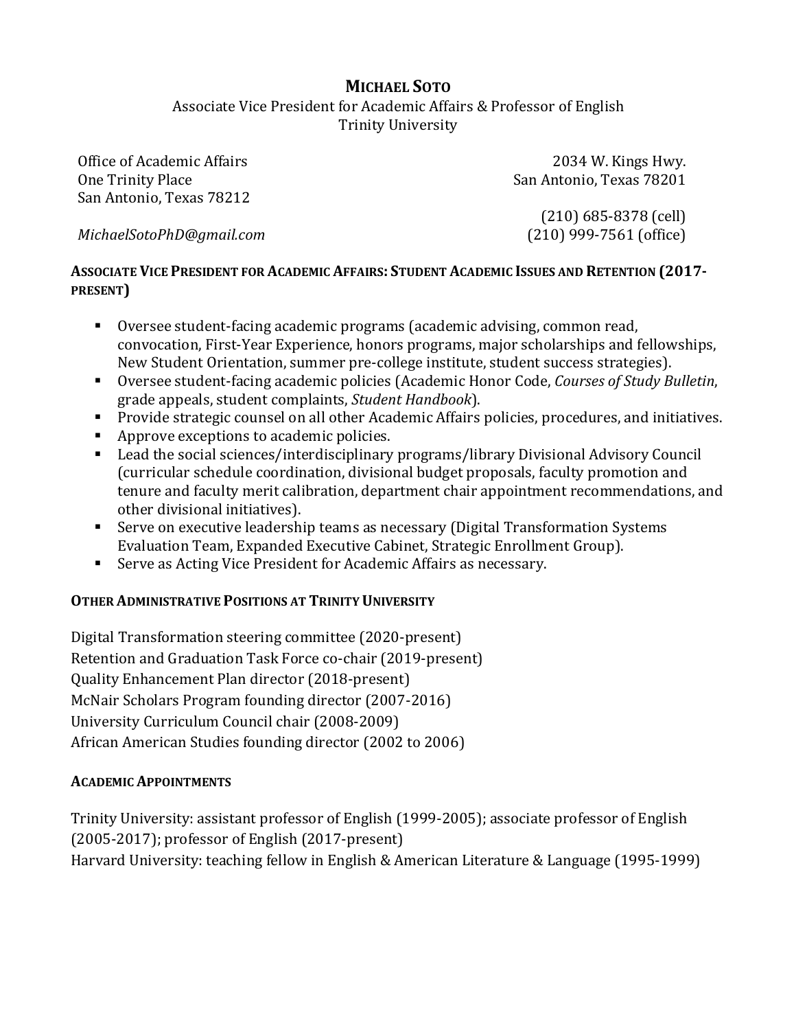# MICHAEL SOTO

Associate Vice President for Academic Affairs & Professor of English
Trinity University

Office of Academic Affairs
One Trinity Place
San Antonio, Texas 78212

*MichaelSotoPhD@gmail.com*

2034 W. Kings Hwy.
San Antonio, Texas 78201

(210) 685-8378 (cell)
(210) 999-7561 (office)

## ASSOCIATE VICE PRESIDENT FOR ACADEMIC AFFAIRS: STUDENT ACADEMIC ISSUES AND RETENTION (2017-PRESENT)

- Oversee student-facing academic programs (academic advising, common read, convocation, First-Year Experience, honors programs, major scholarships and fellowships, New Student Orientation, summer pre-college institute, student success strategies).
- Oversee student-facing academic policies (Academic Honor Code, *Courses of Study Bulletin*, grade appeals, student complaints, *Student Handbook*).
- Provide strategic counsel on all other Academic Affairs policies, procedures, and initiatives.
- Approve exceptions to academic policies.
- Lead the social sciences/interdisciplinary programs/library Divisional Advisory Council (curricular schedule coordination, divisional budget proposals, faculty promotion and tenure and faculty merit calibration, department chair appointment recommendations, and other divisional initiatives).
- Serve on executive leadership teams as necessary (Digital Transformation Systems Evaluation Team, Expanded Executive Cabinet, Strategic Enrollment Group).
- Serve as Acting Vice President for Academic Affairs as necessary.

## OTHER ADMINISTRATIVE POSITIONS AT TRINITY UNIVERSITY

Digital Transformation steering committee (2020-present)
Retention and Graduation Task Force co-chair (2019-present)
Quality Enhancement Plan director (2018-present)
McNair Scholars Program founding director (2007-2016)
University Curriculum Council chair (2008-2009)
African American Studies founding director (2002 to 2006)

## ACADEMIC APPOINTMENTS

Trinity University: assistant professor of English (1999-2005); associate professor of English (2005-2017); professor of English (2017-present)
Harvard University: teaching fellow in English & American Literature & Language (1995-1999)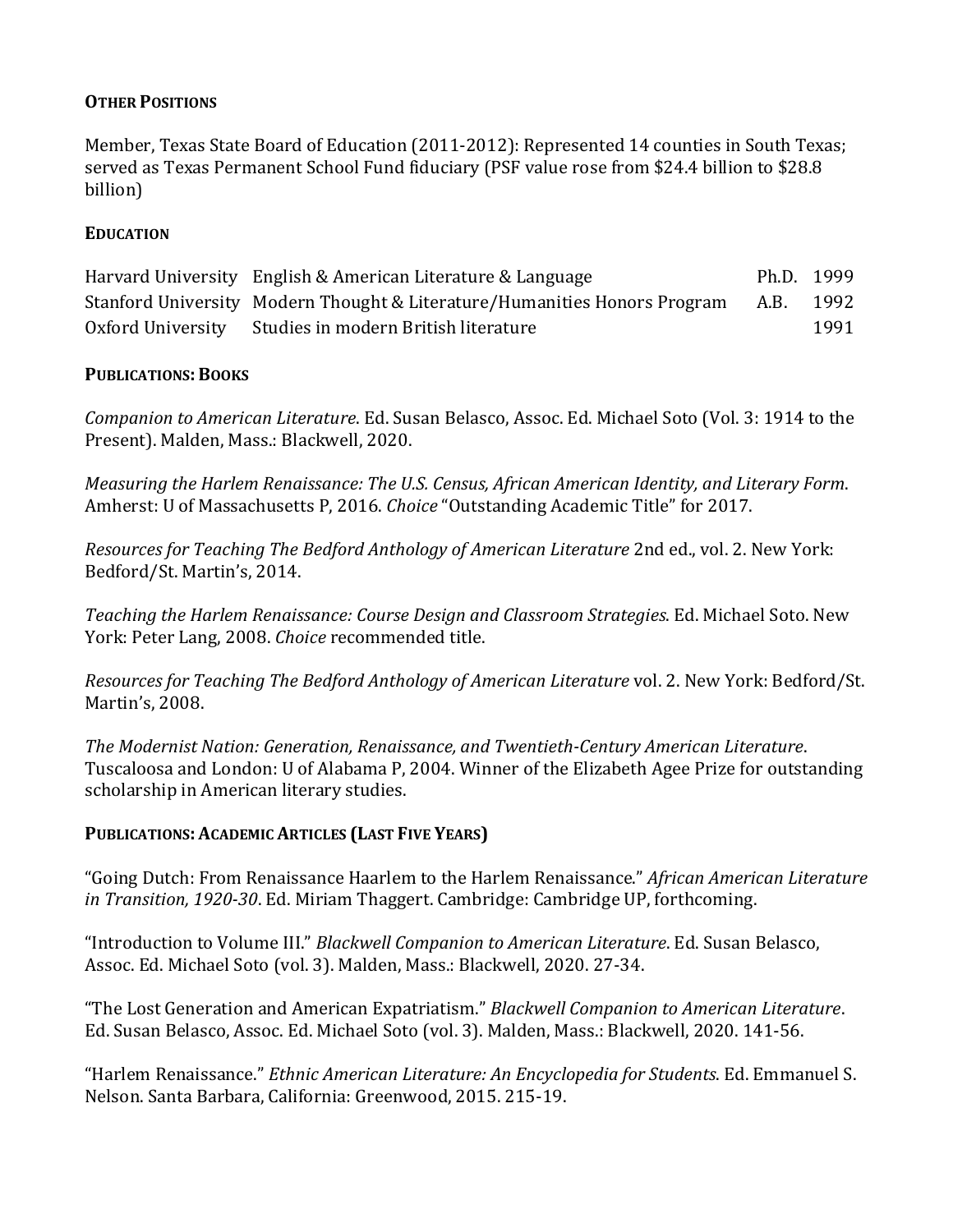## Other Positions

Member, Texas State Board of Education (2011-2012): Represented 14 counties in South Texas; served as Texas Permanent School Fund fiduciary (PSF value rose from $24.4 billion to $28.8 billion)

## Education

| | | | |
|---|---|---|---|
| Harvard University | English & American Literature & Language | Ph.D. | 1999 |
| Stanford University | Modern Thought & Literature/Humanities Honors Program | A.B. | 1992 |
| Oxford University | Studies in modern British literature | | 1991 |

## Publications: Books

*Companion to American Literature*. Ed. Susan Belasco, Assoc. Ed. Michael Soto (Vol. 3: 1914 to the Present). Malden, Mass.: Blackwell, 2020.

*Measuring the Harlem Renaissance: The U.S. Census, African American Identity, and Literary Form*. Amherst: U of Massachusetts P, 2016. *Choice* "Outstanding Academic Title" for 2017.

*Resources for Teaching The Bedford Anthology of American Literature* 2nd ed., vol. 2. New York: Bedford/St. Martin's, 2014.

*Teaching the Harlem Renaissance: Course Design and Classroom Strategies*. Ed. Michael Soto. New York: Peter Lang, 2008. *Choice* recommended title.

*Resources for Teaching The Bedford Anthology of American Literature* vol. 2. New York: Bedford/St. Martin's, 2008.

*The Modernist Nation: Generation, Renaissance, and Twentieth-Century American Literature*. Tuscaloosa and London: U of Alabama P, 2004. Winner of the Elizabeth Agee Prize for outstanding scholarship in American literary studies.

## Publications: Academic Articles (Last Five Years)

"Going Dutch: From Renaissance Haarlem to the Harlem Renaissance." *African American Literature in Transition, 1920-30*. Ed. Miriam Thaggert. Cambridge: Cambridge UP, forthcoming.

"Introduction to Volume III." *Blackwell Companion to American Literature*. Ed. Susan Belasco, Assoc. Ed. Michael Soto (vol. 3). Malden, Mass.: Blackwell, 2020. 27-34.

"The Lost Generation and American Expatriatism." *Blackwell Companion to American Literature*. Ed. Susan Belasco, Assoc. Ed. Michael Soto (vol. 3). Malden, Mass.: Blackwell, 2020. 141-56.

"Harlem Renaissance." *Ethnic American Literature: An Encyclopedia for Students*. Ed. Emmanuel S. Nelson. Santa Barbara, California: Greenwood, 2015. 215-19.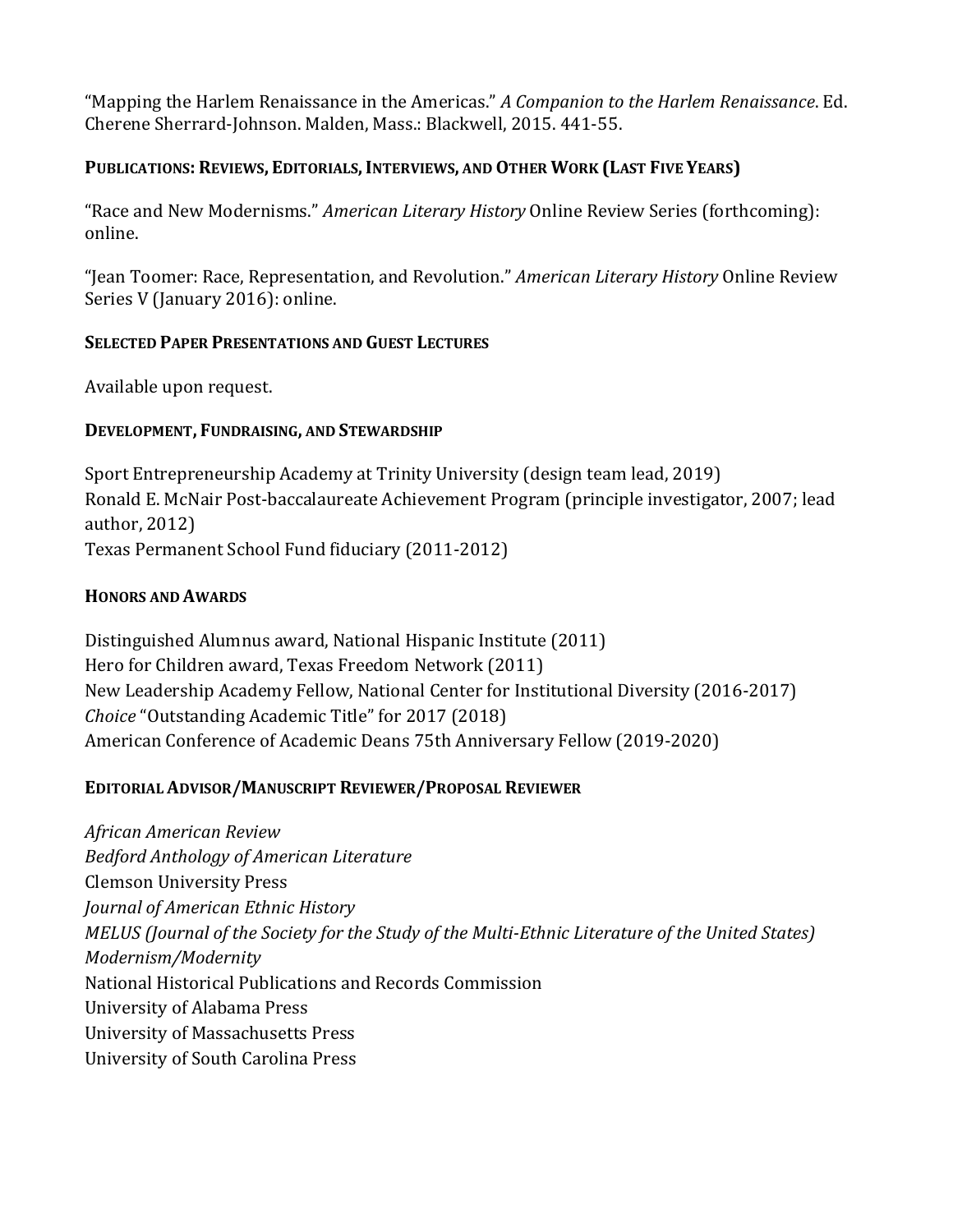"Mapping the Harlem Renaissance in the Americas." *A Companion to the Harlem Renaissance*. Ed. Cherene Sherrard-Johnson. Malden, Mass.: Blackwell, 2015. 441-55.

### Publications: Reviews, Editorials, Interviews, and Other Work (Last Five Years)

"Race and New Modernisms." *American Literary History* Online Review Series (forthcoming): online.

"Jean Toomer: Race, Representation, and Revolution." *American Literary History* Online Review Series V (January 2016): online.

### Selected Paper Presentations and Guest Lectures

Available upon request.

### Development, Fundraising, and Stewardship

Sport Entrepreneurship Academy at Trinity University (design team lead, 2019)
Ronald E. McNair Post-baccalaureate Achievement Program (principle investigator, 2007; lead author, 2012)
Texas Permanent School Fund fiduciary (2011-2012)

### Honors and Awards

Distinguished Alumnus award, National Hispanic Institute (2011)
Hero for Children award, Texas Freedom Network (2011)
New Leadership Academy Fellow, National Center for Institutional Diversity (2016-2017)
*Choice* "Outstanding Academic Title" for 2017 (2018)
American Conference of Academic Deans 75th Anniversary Fellow (2019-2020)

### Editorial Advisor/Manuscript Reviewer/Proposal Reviewer

*African American Review*
*Bedford Anthology of American Literature*
Clemson University Press
*Journal of American Ethnic History*
*MELUS (Journal of the Society for the Study of the Multi-Ethnic Literature of the United States)*
*Modernism/Modernity*
National Historical Publications and Records Commission
University of Alabama Press
University of Massachusetts Press
University of South Carolina Press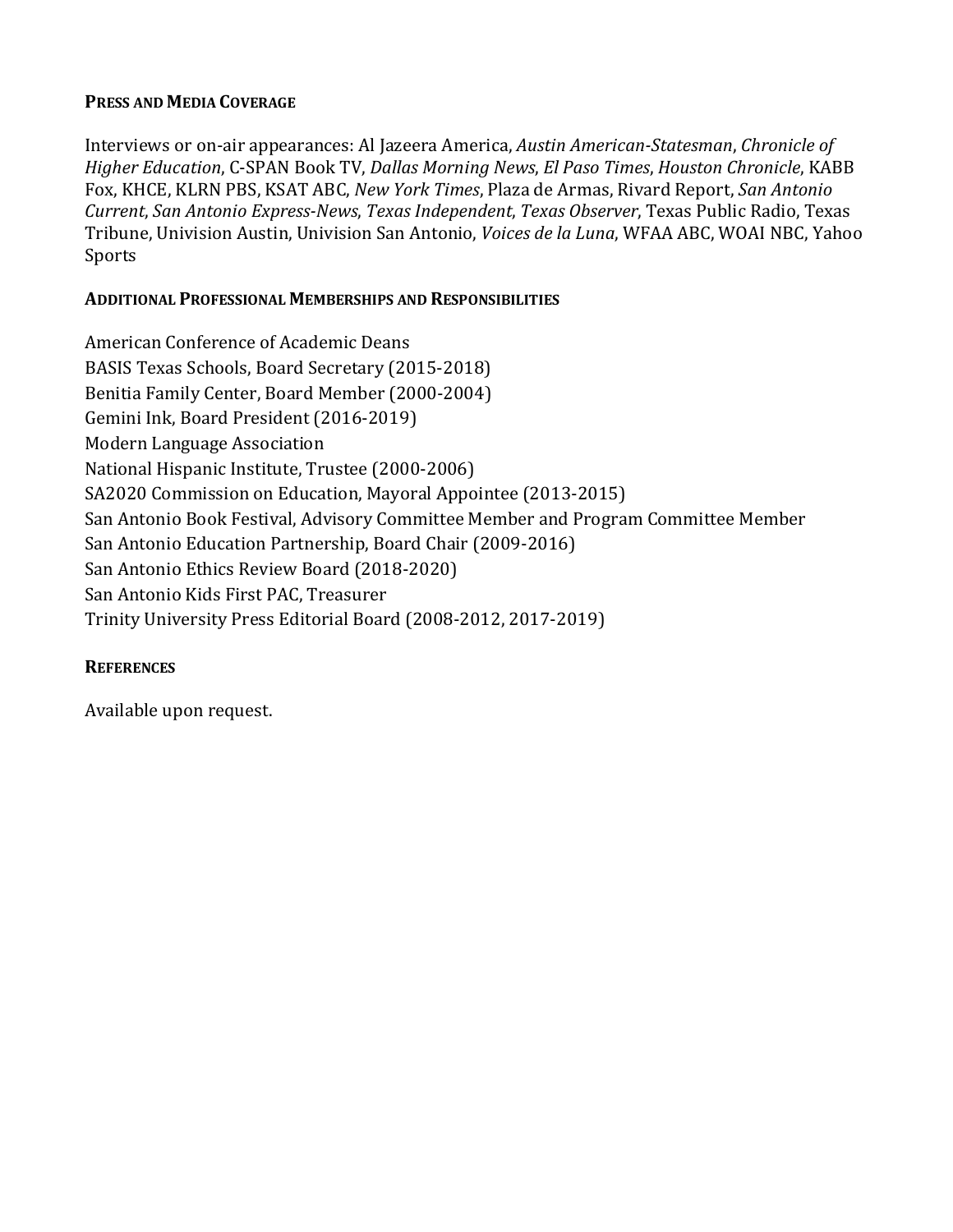**PRESS AND MEDIA COVERAGE**

Interviews or on-air appearances: Al Jazeera America, *Austin American-Statesman*, *Chronicle of Higher Education*, C-SPAN Book TV, *Dallas Morning News*, *El Paso Times*, *Houston Chronicle*, KABB Fox, KHCE, KLRN PBS, KSAT ABC, *New York Times*, Plaza de Armas, Rivard Report, *San Antonio Current*, *San Antonio Express-News*, *Texas Independent*, *Texas Observer*, Texas Public Radio, Texas Tribune, Univision Austin, Univision San Antonio, *Voices de la Luna*, WFAA ABC, WOAI NBC, Yahoo Sports

**ADDITIONAL PROFESSIONAL MEMBERSHIPS AND RESPONSIBILITIES**

American Conference of Academic Deans
BASIS Texas Schools, Board Secretary (2015-2018)
Benitia Family Center, Board Member (2000-2004)
Gemini Ink, Board President (2016-2019)
Modern Language Association
National Hispanic Institute, Trustee (2000-2006)
SA2020 Commission on Education, Mayoral Appointee (2013-2015)
San Antonio Book Festival, Advisory Committee Member and Program Committee Member
San Antonio Education Partnership, Board Chair (2009-2016)
San Antonio Ethics Review Board (2018-2020)
San Antonio Kids First PAC, Treasurer
Trinity University Press Editorial Board (2008-2012, 2017-2019)

**REFERENCES**

Available upon request.